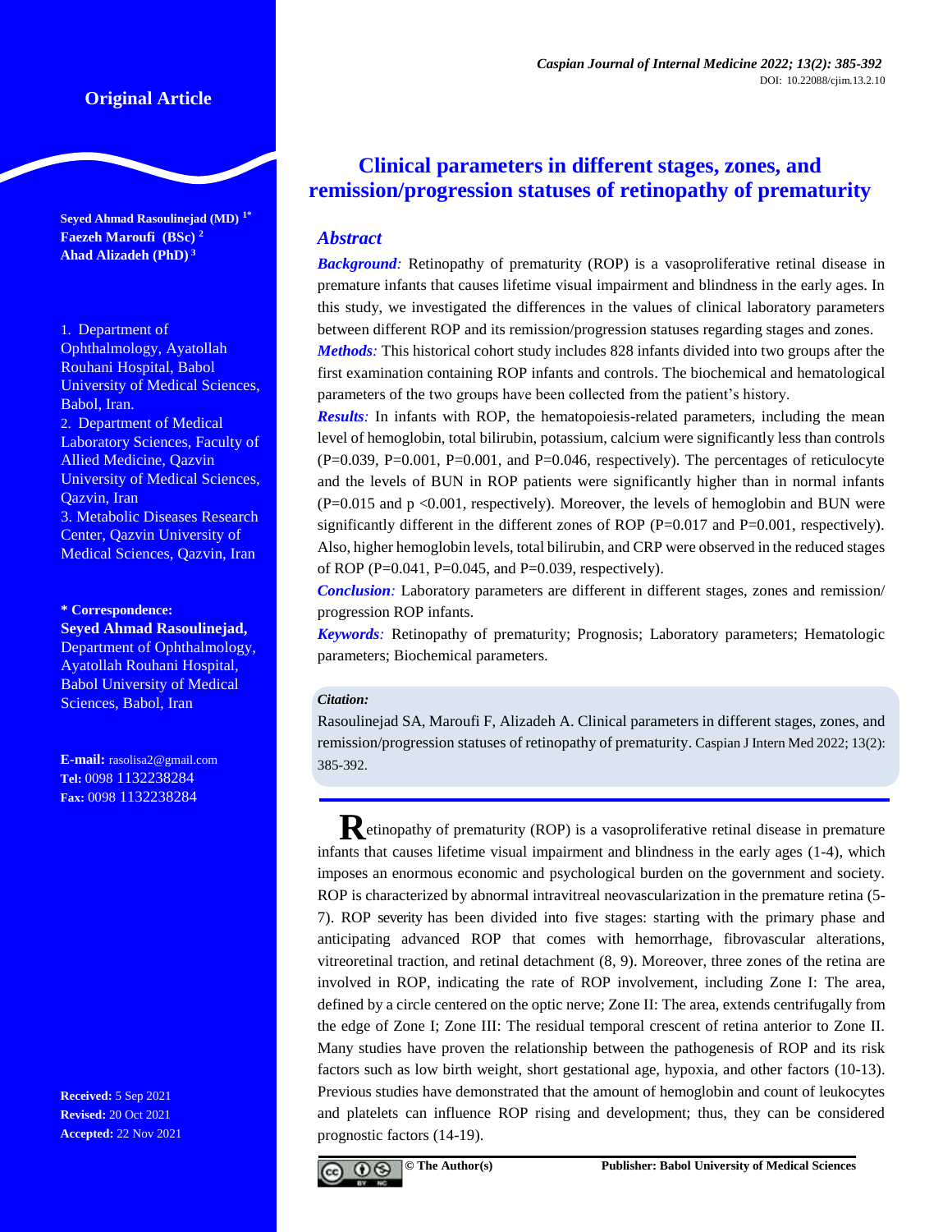Original Article

# Clinical parameters in different stages, zones, and remission/progression statuses of retinopathy of prematurity

**Seyed Ahmad Rasoulinejad (MD)** [1*]
**Faezeh Maroufi (BSc)** [2]
**Ahad Alizadeh (PhD)** [3]

1. Department of Ophthalmology, Ayatollah Rouhani Hospital, Babol University of Medical Sciences, Babol, Iran.
2. Department of Medical Laboratory Sciences, Faculty of Allied Medicine, Qazvin University of Medical Sciences, Qazvin, Iran
3. Metabolic Diseases Research Center, Qazvin University of Medical Sciences, Qazvin, Iran

**\* Correspondence:**
**Seyed Ahmad Rasoulinejad,** Department of Ophthalmology, Ayatollah Rouhani Hospital, Babol University of Medical Sciences, Babol, Iran

**E-mail:** rasolisa2@gmail.com
**Tel:** 0098 1132238284
**Fax:** 0098 1132238284

**Received:** 5 Sep 2021
**Revised:** 20 Oct 2021
**Accepted:** 22 Nov 2021

## *Abstract*

***Background:*** Retinopathy of prematurity (ROP) is a vasoproliferative retinal disease in premature infants that causes lifetime visual impairment and blindness in the early ages. In this study, we investigated the differences in the values of clinical laboratory parameters between different ROP and its remission/progression statuses regarding stages and zones.

***Methods:*** This historical cohort study includes 828 infants divided into two groups after the first examination containing ROP infants and controls. The biochemical and hematological parameters of the two groups have been collected from the patient's history.

***Results:*** In infants with ROP, the hematopoiesis-related parameters, including the mean level of hemoglobin, total bilirubin, potassium, calcium were significantly less than controls (P=0.039, P=0.001, P=0.001, and P=0.046, respectively). The percentages of reticulocyte and the levels of BUN in ROP patients were significantly higher than in normal infants (P=0.015 and p <0.001, respectively). Moreover, the levels of hemoglobin and BUN were significantly different in the different zones of ROP (P=0.017 and P=0.001, respectively). Also, higher hemoglobin levels, total bilirubin, and CRP were observed in the reduced stages of ROP (P=0.041, P=0.045, and P=0.039, respectively).

***Conclusion:*** Laboratory parameters are different in different stages, zones and remission/ progression ROP infants.

***Keywords:*** Retinopathy of prematurity; Prognosis; Laboratory parameters; Hematologic parameters; Biochemical parameters.

***Citation:***
Rasoulinejad SA, Maroufi F, Alizadeh A. Clinical parameters in different stages, zones, and remission/progression statuses of retinopathy of prematurity. Caspian J Intern Med 2022; 13(2): 385-392.

Retinopathy of prematurity (ROP) is a vasoproliferative retinal disease in premature infants that causes lifetime visual impairment and blindness in the early ages (1-4), which imposes an enormous economic and psychological burden on the government and society. ROP is characterized by abnormal intravitreal neovascularization in the premature retina (5-7). ROP severity has been divided into five stages: starting with the primary phase and anticipating advanced ROP that comes with hemorrhage, fibrovascular alterations, vitreoretinal traction, and retinal detachment (8, 9). Moreover, three zones of the retina are involved in ROP, indicating the rate of ROP involvement, including Zone I: The area, defined by a circle centered on the optic nerve; Zone II: The area, extends centrifugally from the edge of Zone I; Zone III: The residual temporal crescent of retina anterior to Zone II. Many studies have proven the relationship between the pathogenesis of ROP and its risk factors such as low birth weight, short gestational age, hypoxia, and other factors (10-13). Previous studies have demonstrated that the amount of hemoglobin and count of leukocytes and platelets can influence ROP rising and development; thus, they can be considered prognostic factors (14-19).

© The Author(s) Publisher: Babol University of Medical Sciences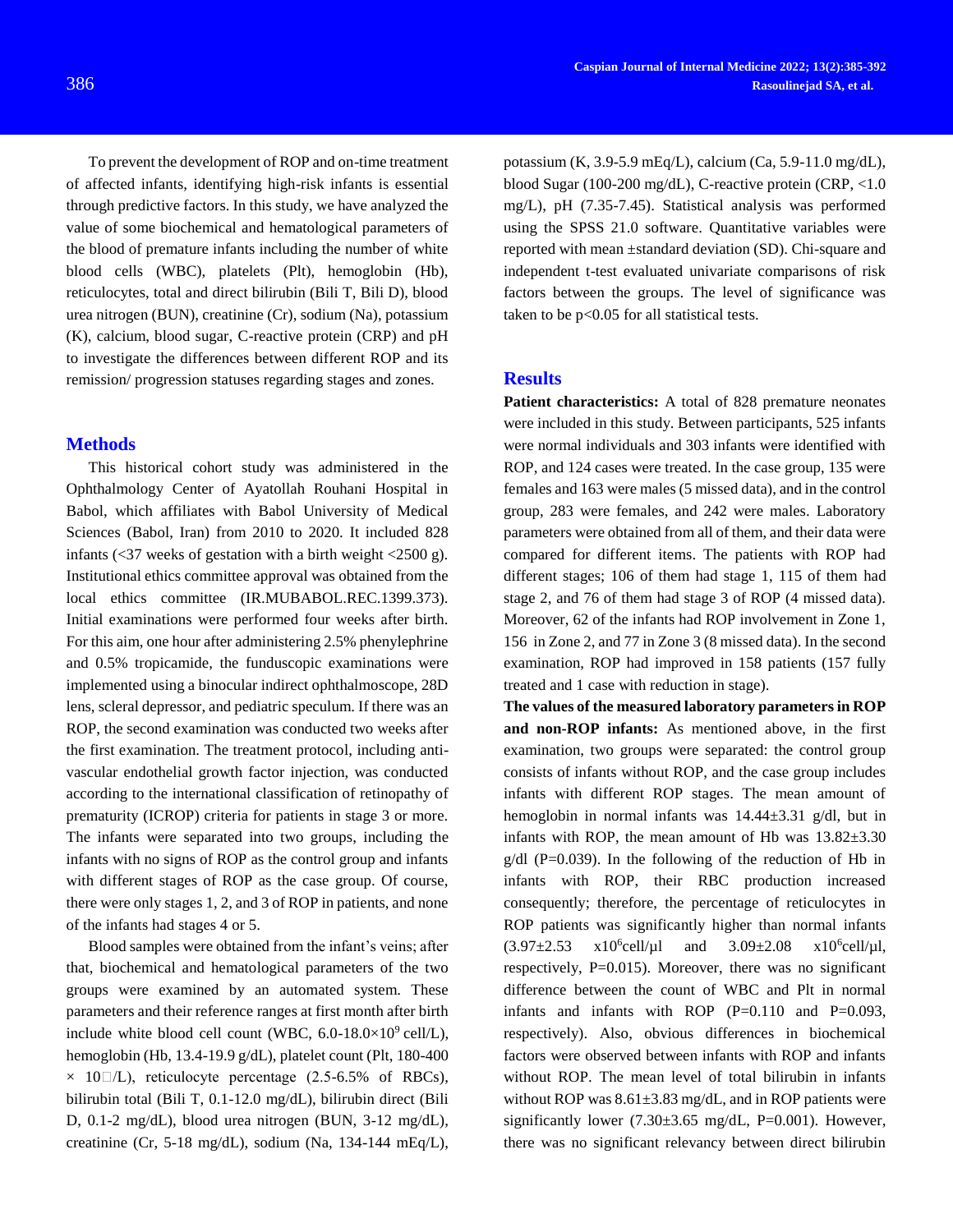To prevent the development of ROP and on-time treatment of affected infants, identifying high-risk infants is essential through predictive factors. In this study, we have analyzed the value of some biochemical and hematological parameters of the blood of premature infants including the number of white blood cells (WBC), platelets (Plt), hemoglobin (Hb), reticulocytes, total and direct bilirubin (Bili T, Bili D), blood urea nitrogen (BUN), creatinine (Cr), sodium (Na), potassium (K), calcium, blood sugar, C-reactive protein (CRP) and pH to investigate the differences between different ROP and its remission/ progression statuses regarding stages and zones.

## Methods

This historical cohort study was administered in the Ophthalmology Center of Ayatollah Rouhani Hospital in Babol, which affiliates with Babol University of Medical Sciences (Babol, Iran) from 2010 to 2020. It included 828 infants (<37 weeks of gestation with a birth weight <2500 g). Institutional ethics committee approval was obtained from the local ethics committee (IR.MUBABOL.REC.1399.373). Initial examinations were performed four weeks after birth. For this aim, one hour after administering 2.5% phenylephrine and 0.5% tropicamide, the funduscopic examinations were implemented using a binocular indirect ophthalmoscope, 28D lens, scleral depressor, and pediatric speculum. If there was an ROP, the second examination was conducted two weeks after the first examination. The treatment protocol, including anti-vascular endothelial growth factor injection, was conducted according to the international classification of retinopathy of prematurity (ICROP) criteria for patients in stage 3 or more. The infants were separated into two groups, including the infants with no signs of ROP as the control group and infants with different stages of ROP as the case group. Of course, there were only stages 1, 2, and 3 of ROP in patients, and none of the infants had stages 4 or 5.

Blood samples were obtained from the infant's veins; after that, biochemical and hematological parameters of the two groups were examined by an automated system. These parameters and their reference ranges at first month after birth include white blood cell count (WBC, $6.0\text{-}18.0\times10^9$ cell/L), hemoglobin (Hb, 13.4-19.9 g/dL), platelet count (Plt, 180-400 × 10□/L), reticulocyte percentage (2.5-6.5% of RBCs), bilirubin total (Bili T, 0.1-12.0 mg/dL), bilirubin direct (Bili D, 0.1-2 mg/dL), blood urea nitrogen (BUN, 3-12 mg/dL), creatinine (Cr, 5-18 mg/dL), sodium (Na, 134-144 mEq/L), potassium (K, 3.9-5.9 mEq/L), calcium (Ca, 5.9-11.0 mg/dL), blood Sugar (100-200 mg/dL), C-reactive protein (CRP, <1.0 mg/L), pH (7.35-7.45). Statistical analysis was performed using the SPSS 21.0 software. Quantitative variables were reported with mean ±standard deviation (SD). Chi-square and independent t-test evaluated univariate comparisons of risk factors between the groups. The level of significance was taken to be $p<0.05$ for all statistical tests.

## Results

**Patient characteristics:** A total of 828 premature neonates were included in this study. Between participants, 525 infants were normal individuals and 303 infants were identified with ROP, and 124 cases were treated. In the case group, 135 were females and 163 were males (5 missed data), and in the control group, 283 were females, and 242 were males. Laboratory parameters were obtained from all of them, and their data were compared for different items. The patients with ROP had different stages; 106 of them had stage 1, 115 of them had stage 2, and 76 of them had stage 3 of ROP (4 missed data). Moreover, 62 of the infants had ROP involvement in Zone 1, 156 in Zone 2, and 77 in Zone 3 (8 missed data). In the second examination, ROP had improved in 158 patients (157 fully treated and 1 case with reduction in stage).

**The values of the measured laboratory parameters in ROP and non-ROP infants:** As mentioned above, in the first examination, two groups were separated: the control group consists of infants without ROP, and the case group includes infants with different ROP stages. The mean amount of hemoglobin in normal infants was 14.44±3.31 g/dl, but in infants with ROP, the mean amount of Hb was 13.82±3.30 g/dl (P=0.039). In the following of the reduction of Hb in infants with ROP, their RBC production increased consequently; therefore, the percentage of reticulocytes in ROP patients was significantly higher than normal infants (3.97±2.53 $\text{x}10^6$cell/µl and 3.09±2.08 $\text{x}10^6$cell/µl, respectively, P=0.015). Moreover, there was no significant difference between the count of WBC and Plt in normal infants and infants with ROP (P=0.110 and P=0.093, respectively). Also, obvious differences in biochemical factors were observed between infants with ROP and infants without ROP. The mean level of total bilirubin in infants without ROP was 8.61±3.83 mg/dL, and in ROP patients were significantly lower (7.30±3.65 mg/dL, P=0.001). However, there was no significant relevancy between direct bilirubin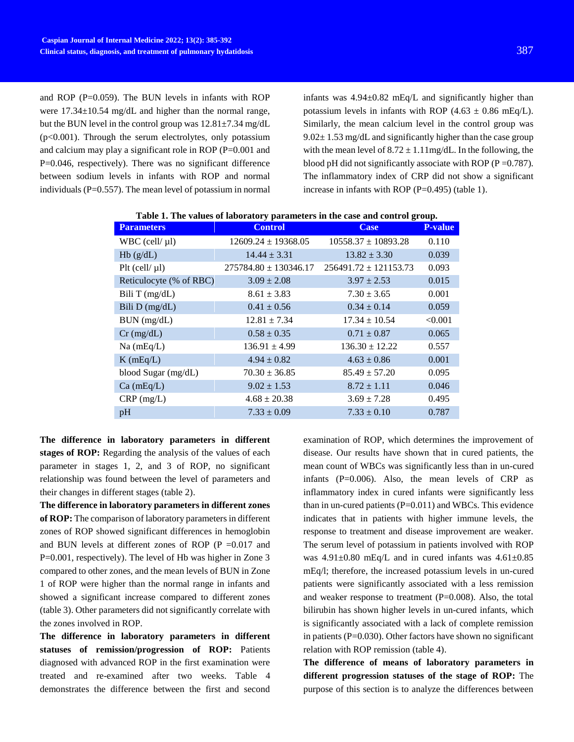and ROP (P=0.059). The BUN levels in infants with ROP were 17.34±10.54 mg/dL and higher than the normal range, but the BUN level in the control group was 12.81±7.34 mg/dL (p<0.001). Through the serum electrolytes, only potassium and calcium may play a significant role in ROP (P=0.001 and P=0.046, respectively). There was no significant difference between sodium levels in infants with ROP and normal individuals (P=0.557). The mean level of potassium in normal infants was 4.94±0.82 mEq/L and significantly higher than potassium levels in infants with ROP (4.63 ± 0.86 mEq/L). Similarly, the mean calcium level in the control group was 9.02± 1.53 mg/dL and significantly higher than the case group with the mean level of 8.72 ± 1.11mg/dL. In the following, the blood pH did not significantly associate with ROP (P =0.787). The inflammatory index of CRP did not show a significant increase in infants with ROP (P=0.495) (table 1).

**Table 1. The values of laboratory parameters in the case and control group.**

| Parameters | Control | Case | P-value |
|---|---|---|---|
| WBC (cell/ µl) | 12609.24 ± 19368.05 | 10558.37 ± 10893.28 | 0.110 |
| Hb (g/dL) | 14.44 ± 3.31 | 13.82 ± 3.30 | 0.039 |
| Plt (cell/ µl) | 275784.80 ± 130346.17 | 256491.72 ± 121153.73 | 0.093 |
| Reticulocyte (% of RBC) | 3.09 ± 2.08 | 3.97 ± 2.53 | 0.015 |
| Bili T (mg/dL) | 8.61 ± 3.83 | 7.30 ± 3.65 | 0.001 |
| Bili D (mg/dL) | 0.41 ± 0.56 | 0.34 ± 0.14 | 0.059 |
| BUN (mg/dL) | 12.81 ± 7.34 | 17.34 ± 10.54 | <0.001 |
| Cr (mg/dL) | 0.58 ± 0.35 | 0.71 ± 0.87 | 0.065 |
| Na (mEq/L) | 136.91 ± 4.99 | 136.30 ± 12.22 | 0.557 |
| K (mEq/L) | 4.94 ± 0.82 | 4.63 ± 0.86 | 0.001 |
| blood Sugar (mg/dL) | 70.30 ± 36.85 | 85.49 ± 57.20 | 0.095 |
| Ca (mEq/L) | 9.02 ± 1.53 | 8.72 ± 1.11 | 0.046 |
| CRP (mg/L) | 4.68 ± 20.38 | 3.69 ± 7.28 | 0.495 |
| pH | 7.33 ± 0.09 | 7.33 ± 0.10 | 0.787 |

**The difference in laboratory parameters in different stages of ROP:** Regarding the analysis of the values of each parameter in stages 1, 2, and 3 of ROP, no significant relationship was found between the level of parameters and their changes in different stages (table 2).

**The difference in laboratory parameters in different zones of ROP:** The comparison of laboratory parameters in different zones of ROP showed significant differences in hemoglobin and BUN levels at different zones of ROP (P =0.017 and P=0.001, respectively). The level of Hb was higher in Zone 3 compared to other zones, and the mean levels of BUN in Zone 1 of ROP were higher than the normal range in infants and showed a significant increase compared to different zones (table 3). Other parameters did not significantly correlate with the zones involved in ROP.

**The difference in laboratory parameters in different statuses of remission/progression of ROP:** Patients diagnosed with advanced ROP in the first examination were treated and re-examined after two weeks. Table 4 demonstrates the difference between the first and second examination of ROP, which determines the improvement of disease. Our results have shown that in cured patients, the mean count of WBCs was significantly less than in un-cured infants (P=0.006). Also, the mean levels of CRP as inflammatory index in cured infants were significantly less than in un-cured patients (P=0.011) and WBCs. This evidence indicates that in patients with higher immune levels, the response to treatment and disease improvement are weaker. The serum level of potassium in patients involved with ROP was 4.91±0.80 mEq/L and in cured infants was 4.61±0.85 mEq/l; therefore, the increased potassium levels in un-cured patients were significantly associated with a less remission and weaker response to treatment (P=0.008). Also, the total bilirubin has shown higher levels in un-cured infants, which is significantly associated with a lack of complete remission in patients (P=0.030). Other factors have shown no significant relation with ROP remission (table 4).

**The difference of means of laboratory parameters in different progression statuses of the stage of ROP:** The purpose of this section is to analyze the differences between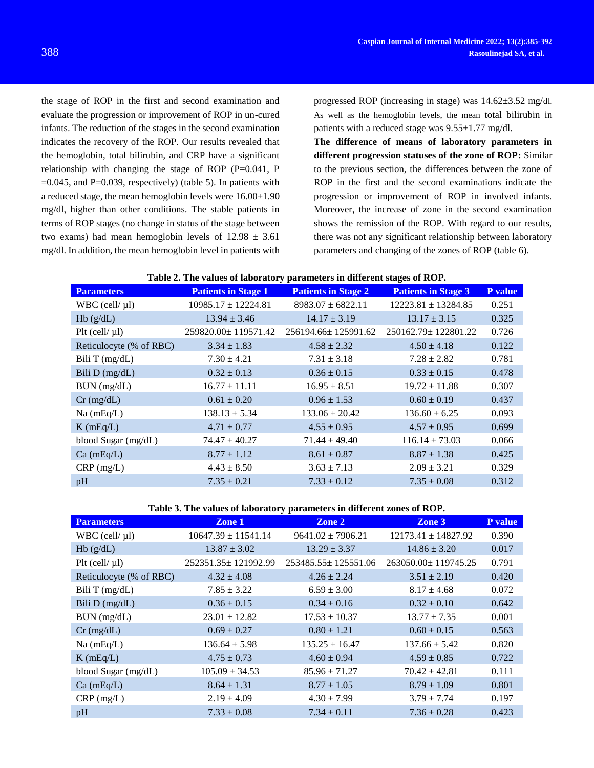the stage of ROP in the first and second examination and evaluate the progression or improvement of ROP in un-cured infants. The reduction of the stages in the second examination indicates the recovery of the ROP. Our results revealed that the hemoglobin, total bilirubin, and CRP have a significant relationship with changing the stage of ROP (P=0.041, P =0.045, and P=0.039, respectively) (table 5). In patients with a reduced stage, the mean hemoglobin levels were 16.00±1.90 mg/dl, higher than other conditions. The stable patients in terms of ROP stages (no change in status of the stage between two exams) had mean hemoglobin levels of 12.98 ± 3.61 mg/dl. In addition, the mean hemoglobin level in patients with progressed ROP (increasing in stage) was 14.62±3.52 mg/dl. As well as the hemoglobin levels, the mean total bilirubin in patients with a reduced stage was 9.55±1.77 mg/dl.

**The difference of means of laboratory parameters in different progression statuses of the zone of ROP:** Similar to the previous section, the differences between the zone of ROP in the first and the second examinations indicate the progression or improvement of ROP in involved infants. Moreover, the increase of zone in the second examination shows the remission of the ROP. With regard to our results, there was not any significant relationship between laboratory parameters and changing of the zones of ROP (table 6).

**Table 2. The values of laboratory parameters in different stages of ROP.**

| Parameters | Patients in Stage 1 | Patients in Stage 2 | Patients in Stage 3 | P value |
|---|---|---|---|---|
| WBC (cell/ µl) | 10985.17 ± 12224.81 | 8983.07 ± 6822.11 | 12223.81 ± 13284.85 | 0.251 |
| Hb (g/dL) | 13.94 ± 3.46 | 14.17 ± 3.19 | 13.17 ± 3.15 | 0.325 |
| Plt (cell/ µl) | 259820.00± 119571.42 | 256194.66± 125991.62 | 250162.79± 122801.22 | 0.726 |
| Reticulocyte (% of RBC) | 3.34 ± 1.83 | 4.58 ± 2.32 | 4.50 ± 4.18 | 0.122 |
| Bili T (mg/dL) | 7.30 ± 4.21 | 7.31 ± 3.18 | 7.28 ± 2.82 | 0.781 |
| Bili D (mg/dL) | 0.32 ± 0.13 | 0.36 ± 0.15 | 0.33 ± 0.15 | 0.478 |
| BUN (mg/dL) | 16.77 ± 11.11 | 16.95 ± 8.51 | 19.72 ± 11.88 | 0.307 |
| Cr (mg/dL) | 0.61 ± 0.20 | 0.96 ± 1.53 | 0.60 ± 0.19 | 0.437 |
| Na (mEq/L) | 138.13 ± 5.34 | 133.06 ± 20.42 | 136.60 ± 6.25 | 0.093 |
| K (mEq/L) | 4.71 ± 0.77 | 4.55 ± 0.95 | 4.57 ± 0.95 | 0.699 |
| blood Sugar (mg/dL) | 74.47 ± 40.27 | 71.44 ± 49.40 | 116.14 ± 73.03 | 0.066 |
| Ca (mEq/L) | 8.77 ± 1.12 | 8.61 ± 0.87 | 8.87 ± 1.38 | 0.425 |
| CRP (mg/L) | 4.43 ± 8.50 | 3.63 ± 7.13 | 2.09 ± 3.21 | 0.329 |
| pH | 7.35 ± 0.21 | 7.33 ± 0.12 | 7.35 ± 0.08 | 0.312 |

**Table 3. The values of laboratory parameters in different zones of ROP.**

| Parameters | Zone 1 | Zone 2 | Zone 3 | P value |
|---|---|---|---|---|
| WBC (cell/ µl) | 10647.39 ± 11541.14 | 9641.02 ± 7906.21 | 12173.41 ± 14827.92 | 0.390 |
| Hb (g/dL) | 13.87 ± 3.02 | 13.29 ± 3.37 | 14.86 ± 3.20 | 0.017 |
| Plt (cell/ µl) | 252351.35± 121992.99 | 253485.55± 125551.06 | 263050.00± 119745.25 | 0.791 |
| Reticulocyte (% of RBC) | 4.32 ± 4.08 | 4.26 ± 2.24 | 3.51 ± 2.19 | 0.420 |
| Bili T (mg/dL) | 7.85 ± 3.22 | 6.59 ± 3.00 | 8.17 ± 4.68 | 0.072 |
| Bili D (mg/dL) | 0.36 ± 0.15 | 0.34 ± 0.16 | 0.32 ± 0.10 | 0.642 |
| BUN (mg/dL) | 23.01 ± 12.82 | 17.53 ± 10.37 | 13.77 ± 7.35 | 0.001 |
| Cr (mg/dL) | 0.69 ± 0.27 | 0.80 ± 1.21 | 0.60 ± 0.15 | 0.563 |
| Na (mEq/L) | 136.64 ± 5.98 | 135.25 ± 16.47 | 137.66 ± 5.42 | 0.820 |
| K (mEq/L) | 4.75 ± 0.73 | 4.60 ± 0.94 | 4.59 ± 0.85 | 0.722 |
| blood Sugar (mg/dL) | 105.09 ± 34.53 | 85.96 ± 71.27 | 70.42 ± 42.81 | 0.111 |
| Ca (mEq/L) | 8.64 ± 1.31 | 8.77 ± 1.05 | 8.79 ± 1.09 | 0.801 |
| CRP (mg/L) | 2.19 ± 4.09 | 4.30 ± 7.99 | 3.79 ± 7.74 | 0.197 |
| pH | 7.33 ± 0.08 | 7.34 ± 0.11 | 7.36 ± 0.28 | 0.423 |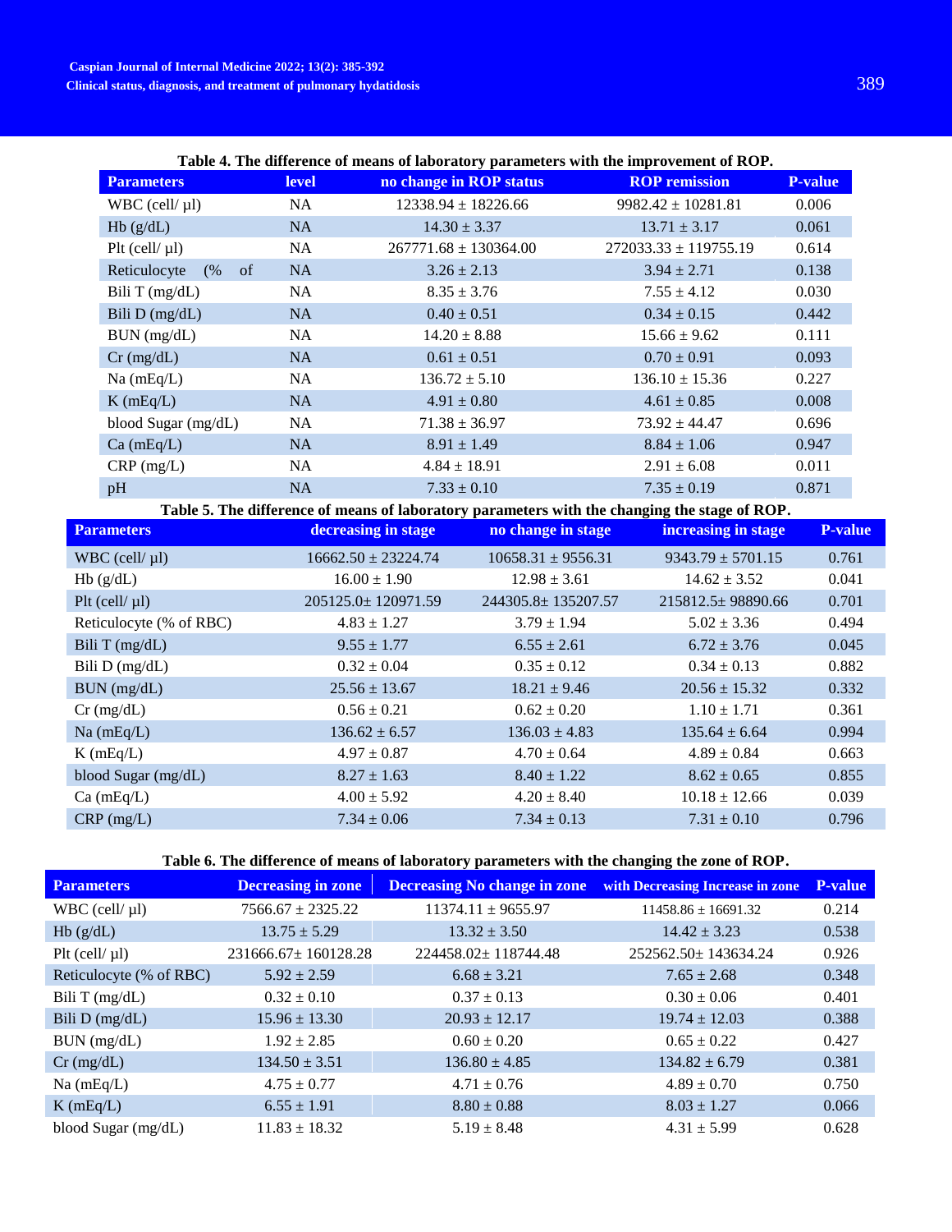**Table 4. The difference of means of laboratory parameters with the improvement of ROP.**

| Parameters | level | no change in ROP status | ROP remission | P-value |
|---|---|---|---|---|
| WBC (cell/ µl) | NA | 12338.94 ± 18226.66 | 9982.42 ± 10281.81 | 0.006 |
| Hb (g/dL) | NA | 14.30 ± 3.37 | 13.71 ± 3.17 | 0.061 |
| Plt (cell/ µl) | NA | 267771.68 ± 130364.00 | 272033.33 ± 119755.19 | 0.614 |
| Reticulocyte (% of | NA | 3.26 ± 2.13 | 3.94 ± 2.71 | 0.138 |
| Bili T (mg/dL) | NA | 8.35 ± 3.76 | 7.55 ± 4.12 | 0.030 |
| Bili D (mg/dL) | NA | 0.40 ± 0.51 | 0.34 ± 0.15 | 0.442 |
| BUN (mg/dL) | NA | 14.20 ± 8.88 | 15.66 ± 9.62 | 0.111 |
| Cr (mg/dL) | NA | 0.61 ± 0.51 | 0.70 ± 0.91 | 0.093 |
| Na (mEq/L) | NA | 136.72 ± 5.10 | 136.10 ± 15.36 | 0.227 |
| K (mEq/L) | NA | 4.91 ± 0.80 | 4.61 ± 0.85 | 0.008 |
| blood Sugar (mg/dL) | NA | 71.38 ± 36.97 | 73.92 ± 44.47 | 0.696 |
| Ca (mEq/L) | NA | 8.91 ± 1.49 | 8.84 ± 1.06 | 0.947 |
| CRP (mg/L) | NA | 4.84 ± 18.91 | 2.91 ± 6.08 | 0.011 |
| pH | NA | 7.33 ± 0.10 | 7.35 ± 0.19 | 0.871 |

**Table 5. The difference of means of laboratory parameters with the changing the stage of ROP.**

| Parameters | decreasing in stage | no change in stage | increasing in stage | P-value |
|---|---|---|---|---|
| WBC (cell/ µl) | 16662.50 ± 23224.74 | 10658.31 ± 9556.31 | 9343.79 ± 5701.15 | 0.761 |
| Hb (g/dL) | 16.00 ± 1.90 | 12.98 ± 3.61 | 14.62 ± 3.52 | 0.041 |
| Plt (cell/ µl) | 205125.0± 120971.59 | 244305.8± 135207.57 | 215812.5± 98890.66 | 0.701 |
| Reticulocyte (% of RBC) | 4.83 ± 1.27 | 3.79 ± 1.94 | 5.02 ± 3.36 | 0.494 |
| Bili T (mg/dL) | 9.55 ± 1.77 | 6.55 ± 2.61 | 6.72 ± 3.76 | 0.045 |
| Bili D (mg/dL) | 0.32 ± 0.04 | 0.35 ± 0.12 | 0.34 ± 0.13 | 0.882 |
| BUN (mg/dL) | 25.56 ± 13.67 | 18.21 ± 9.46 | 20.56 ± 15.32 | 0.332 |
| Cr (mg/dL) | 0.56 ± 0.21 | 0.62 ± 0.20 | 1.10 ± 1.71 | 0.361 |
| Na (mEq/L) | 136.62 ± 6.57 | 136.03 ± 4.83 | 135.64 ± 6.64 | 0.994 |
| K (mEq/L) | 4.97 ± 0.87 | 4.70 ± 0.64 | 4.89 ± 0.84 | 0.663 |
| blood Sugar (mg/dL) | 8.27 ± 1.63 | 8.40 ± 1.22 | 8.62 ± 0.65 | 0.855 |
| Ca (mEq/L) | 4.00 ± 5.92 | 4.20 ± 8.40 | 10.18 ± 12.66 | 0.039 |
| CRP (mg/L) | 7.34 ± 0.06 | 7.34 ± 0.13 | 7.31 ± 0.10 | 0.796 |

**Table 6. The difference of means of laboratory parameters with the changing the zone of ROP.**

| Parameters | Decreasing in zone | Decreasing No change in zone | with Decreasing Increase in zone | P-value |
|---|---|---|---|---|
| WBC (cell/ µl) | 7566.67 ± 2325.22 | 11374.11 ± 9655.97 | 11458.86 ± 16691.32 | 0.214 |
| Hb (g/dL) | 13.75 ± 5.29 | 13.32 ± 3.50 | 14.42 ± 3.23 | 0.538 |
| Plt (cell/ µl) | 231666.67± 160128.28 | 224458.02± 118744.48 | 252562.50± 143634.24 | 0.926 |
| Reticulocyte (% of RBC) | 5.92 ± 2.59 | 6.68 ± 3.21 | 7.65 ± 2.68 | 0.348 |
| Bili T (mg/dL) | 0.32 ± 0.10 | 0.37 ± 0.13 | 0.30 ± 0.06 | 0.401 |
| Bili D (mg/dL) | 15.96 ± 13.30 | 20.93 ± 12.17 | 19.74 ± 12.03 | 0.388 |
| BUN (mg/dL) | 1.92 ± 2.85 | 0.60 ± 0.20 | 0.65 ± 0.22 | 0.427 |
| Cr (mg/dL) | 134.50 ± 3.51 | 136.80 ± 4.85 | 134.82 ± 6.79 | 0.381 |
| Na (mEq/L) | 4.75 ± 0.77 | 4.71 ± 0.76 | 4.89 ± 0.70 | 0.750 |
| K (mEq/L) | 6.55 ± 1.91 | 8.80 ± 0.88 | 8.03 ± 1.27 | 0.066 |
| blood Sugar (mg/dL) | 11.83 ± 18.32 | 5.19 ± 8.48 | 4.31 ± 5.99 | 0.628 |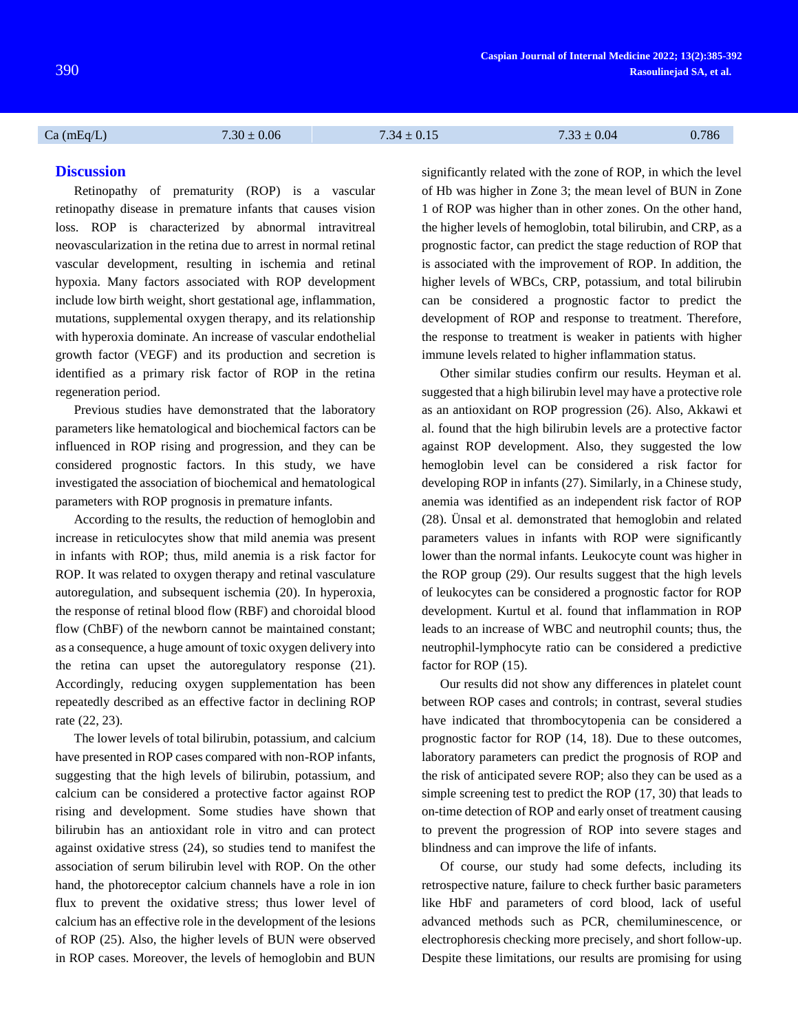| Ca (mEq/L) | 7.30 ± 0.06 | 7.34 ± 0.15 | 7.33 ± 0.04 | 0.786 |
|---|---|---|---|---|

## Discussion

Retinopathy of prematurity (ROP) is a vascular retinopathy disease in premature infants that causes vision loss. ROP is characterized by abnormal intravitreal neovascularization in the retina due to arrest in normal retinal vascular development, resulting in ischemia and retinal hypoxia. Many factors associated with ROP development include low birth weight, short gestational age, inflammation, mutations, supplemental oxygen therapy, and its relationship with hyperoxia dominate. An increase of vascular endothelial growth factor (VEGF) and its production and secretion is identified as a primary risk factor of ROP in the retina regeneration period.

Previous studies have demonstrated that the laboratory parameters like hematological and biochemical factors can be influenced in ROP rising and progression, and they can be considered prognostic factors. In this study, we have investigated the association of biochemical and hematological parameters with ROP prognosis in premature infants.

According to the results, the reduction of hemoglobin and increase in reticulocytes show that mild anemia was present in infants with ROP; thus, mild anemia is a risk factor for ROP. It was related to oxygen therapy and retinal vasculature autoregulation, and subsequent ischemia (20). In hyperoxia, the response of retinal blood flow (RBF) and choroidal blood flow (ChBF) of the newborn cannot be maintained constant; as a consequence, a huge amount of toxic oxygen delivery into the retina can upset the autoregulatory response (21). Accordingly, reducing oxygen supplementation has been repeatedly described as an effective factor in declining ROP rate (22, 23).

The lower levels of total bilirubin, potassium, and calcium have presented in ROP cases compared with non-ROP infants, suggesting that the high levels of bilirubin, potassium, and calcium can be considered a protective factor against ROP rising and development. Some studies have shown that bilirubin has an antioxidant role in vitro and can protect against oxidative stress (24), so studies tend to manifest the association of serum bilirubin level with ROP. On the other hand, the photoreceptor calcium channels have a role in ion flux to prevent the oxidative stress; thus lower level of calcium has an effective role in the development of the lesions of ROP (25). Also, the higher levels of BUN were observed in ROP cases. Moreover, the levels of hemoglobin and BUN significantly related with the zone of ROP, in which the level of Hb was higher in Zone 3; the mean level of BUN in Zone 1 of ROP was higher than in other zones. On the other hand, the higher levels of hemoglobin, total bilirubin, and CRP, as a prognostic factor, can predict the stage reduction of ROP that is associated with the improvement of ROP. In addition, the higher levels of WBCs, CRP, potassium, and total bilirubin can be considered a prognostic factor to predict the development of ROP and response to treatment. Therefore, the response to treatment is weaker in patients with higher immune levels related to higher inflammation status.

Other similar studies confirm our results. Heyman et al. suggested that a high bilirubin level may have a protective role as an antioxidant on ROP progression (26). Also, Akkawi et al. found that the high bilirubin levels are a protective factor against ROP development. Also, they suggested the low hemoglobin level can be considered a risk factor for developing ROP in infants (27). Similarly, in a Chinese study, anemia was identified as an independent risk factor of ROP (28). Ünsal et al. demonstrated that hemoglobin and related parameters values in infants with ROP were significantly lower than the normal infants. Leukocyte count was higher in the ROP group (29). Our results suggest that the high levels of leukocytes can be considered a prognostic factor for ROP development. Kurtul et al. found that inflammation in ROP leads to an increase of WBC and neutrophil counts; thus, the neutrophil-lymphocyte ratio can be considered a predictive factor for ROP (15).

Our results did not show any differences in platelet count between ROP cases and controls; in contrast, several studies have indicated that thrombocytopenia can be considered a prognostic factor for ROP (14, 18). Due to these outcomes, laboratory parameters can predict the prognosis of ROP and the risk of anticipated severe ROP; also they can be used as a simple screening test to predict the ROP (17, 30) that leads to on-time detection of ROP and early onset of treatment causing to prevent the progression of ROP into severe stages and blindness and can improve the life of infants.

Of course, our study had some defects, including its retrospective nature, failure to check further basic parameters like HbF and parameters of cord blood, lack of useful advanced methods such as PCR, chemiluminescence, or electrophoresis checking more precisely, and short follow-up. Despite these limitations, our results are promising for using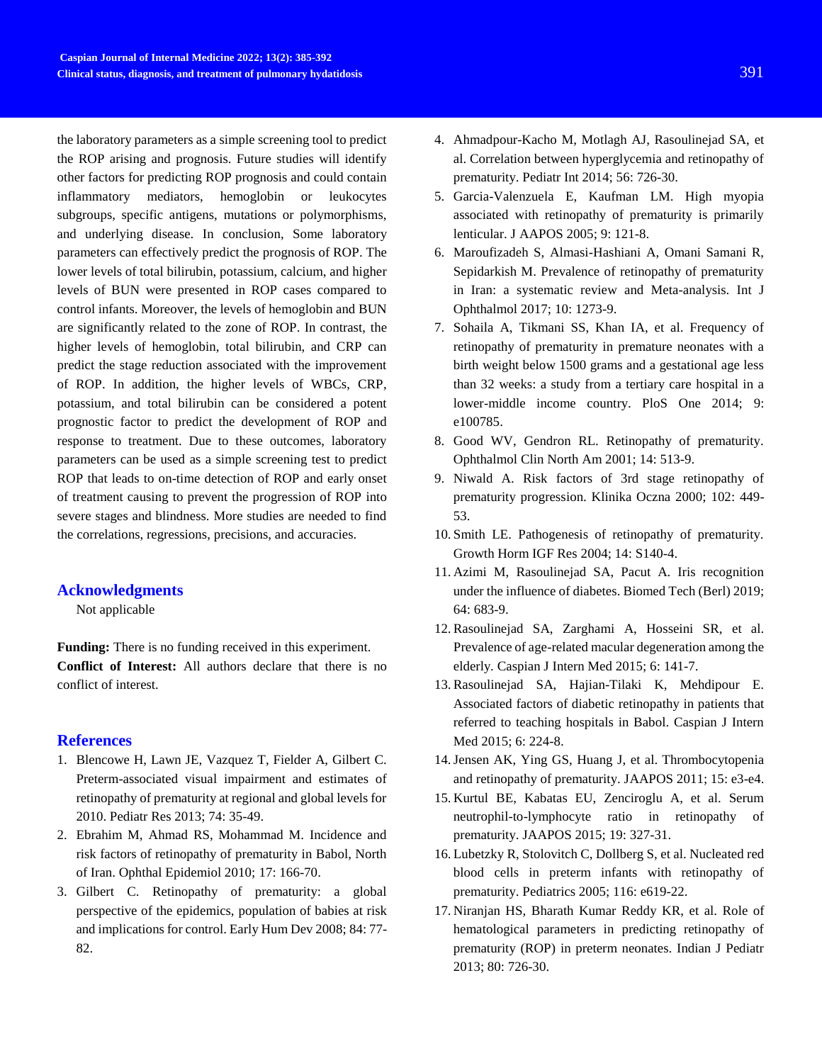the laboratory parameters as a simple screening tool to predict the ROP arising and prognosis. Future studies will identify other factors for predicting ROP prognosis and could contain inflammatory mediators, hemoglobin or leukocytes subgroups, specific antigens, mutations or polymorphisms, and underlying disease. In conclusion, Some laboratory parameters can effectively predict the prognosis of ROP. The lower levels of total bilirubin, potassium, calcium, and higher levels of BUN were presented in ROP cases compared to control infants. Moreover, the levels of hemoglobin and BUN are significantly related to the zone of ROP. In contrast, the higher levels of hemoglobin, total bilirubin, and CRP can predict the stage reduction associated with the improvement of ROP. In addition, the higher levels of WBCs, CRP, potassium, and total bilirubin can be considered a potent prognostic factor to predict the development of ROP and response to treatment. Due to these outcomes, laboratory parameters can be used as a simple screening test to predict ROP that leads to on-time detection of ROP and early onset of treatment causing to prevent the progression of ROP into severe stages and blindness. More studies are needed to find the correlations, regressions, precisions, and accuracies.

## Acknowledgments

Not applicable

**Funding:** There is no funding received in this experiment.

**Conflict of Interest:** All authors declare that there is no conflict of interest.

## References

1. Blencowe H, Lawn JE, Vazquez T, Fielder A, Gilbert C. Preterm-associated visual impairment and estimates of retinopathy of prematurity at regional and global levels for 2010. Pediatr Res 2013; 74: 35-49.
2. Ebrahim M, Ahmad RS, Mohammad M. Incidence and risk factors of retinopathy of prematurity in Babol, North of Iran. Ophthal Epidemiol 2010; 17: 166-70.
3. Gilbert C. Retinopathy of prematurity: a global perspective of the epidemics, population of babies at risk and implications for control. Early Hum Dev 2008; 84: 77-82.
4. Ahmadpour-Kacho M, Motlagh AJ, Rasoulinejad SA, et al. Correlation between hyperglycemia and retinopathy of prematurity. Pediatr Int 2014; 56: 726-30.
5. Garcia-Valenzuela E, Kaufman LM. High myopia associated with retinopathy of prematurity is primarily lenticular. J AAPOS 2005; 9: 121-8.
6. Maroufizadeh S, Almasi-Hashiani A, Omani Samani R, Sepidarkish M. Prevalence of retinopathy of prematurity in Iran: a systematic review and Meta-analysis. Int J Ophthalmol 2017; 10: 1273-9.
7. Sohaila A, Tikmani SS, Khan IA, et al. Frequency of retinopathy of prematurity in premature neonates with a birth weight below 1500 grams and a gestational age less than 32 weeks: a study from a tertiary care hospital in a lower-middle income country. PloS One 2014; 9: e100785.
8. Good WV, Gendron RL. Retinopathy of prematurity. Ophthalmol Clin North Am 2001; 14: 513-9.
9. Niwald A. Risk factors of 3rd stage retinopathy of prematurity progression. Klinika Oczna 2000; 102: 449-53.
10. Smith LE. Pathogenesis of retinopathy of prematurity. Growth Horm IGF Res 2004; 14: S140-4.
11. Azimi M, Rasoulinejad SA, Pacut A. Iris recognition under the influence of diabetes. Biomed Tech (Berl) 2019; 64: 683-9.
12. Rasoulinejad SA, Zarghami A, Hosseini SR, et al. Prevalence of age-related macular degeneration among the elderly. Caspian J Intern Med 2015; 6: 141-7.
13. Rasoulinejad SA, Hajian-Tilaki K, Mehdipour E. Associated factors of diabetic retinopathy in patients that referred to teaching hospitals in Babol. Caspian J Intern Med 2015; 6: 224-8.
14. Jensen AK, Ying GS, Huang J, et al. Thrombocytopenia and retinopathy of prematurity. JAAPOS 2011; 15: e3-e4.
15. Kurtul BE, Kabatas EU, Zenciroglu A, et al. Serum neutrophil-to-lymphocyte ratio in retinopathy of prematurity. JAAPOS 2015; 19: 327-31.
16. Lubetzky R, Stolovitch C, Dollberg S, et al. Nucleated red blood cells in preterm infants with retinopathy of prematurity. Pediatrics 2005; 116: e619-22.
17. Niranjan HS, Bharath Kumar Reddy KR, et al. Role of hematological parameters in predicting retinopathy of prematurity (ROP) in preterm neonates. Indian J Pediatr 2013; 80: 726-30.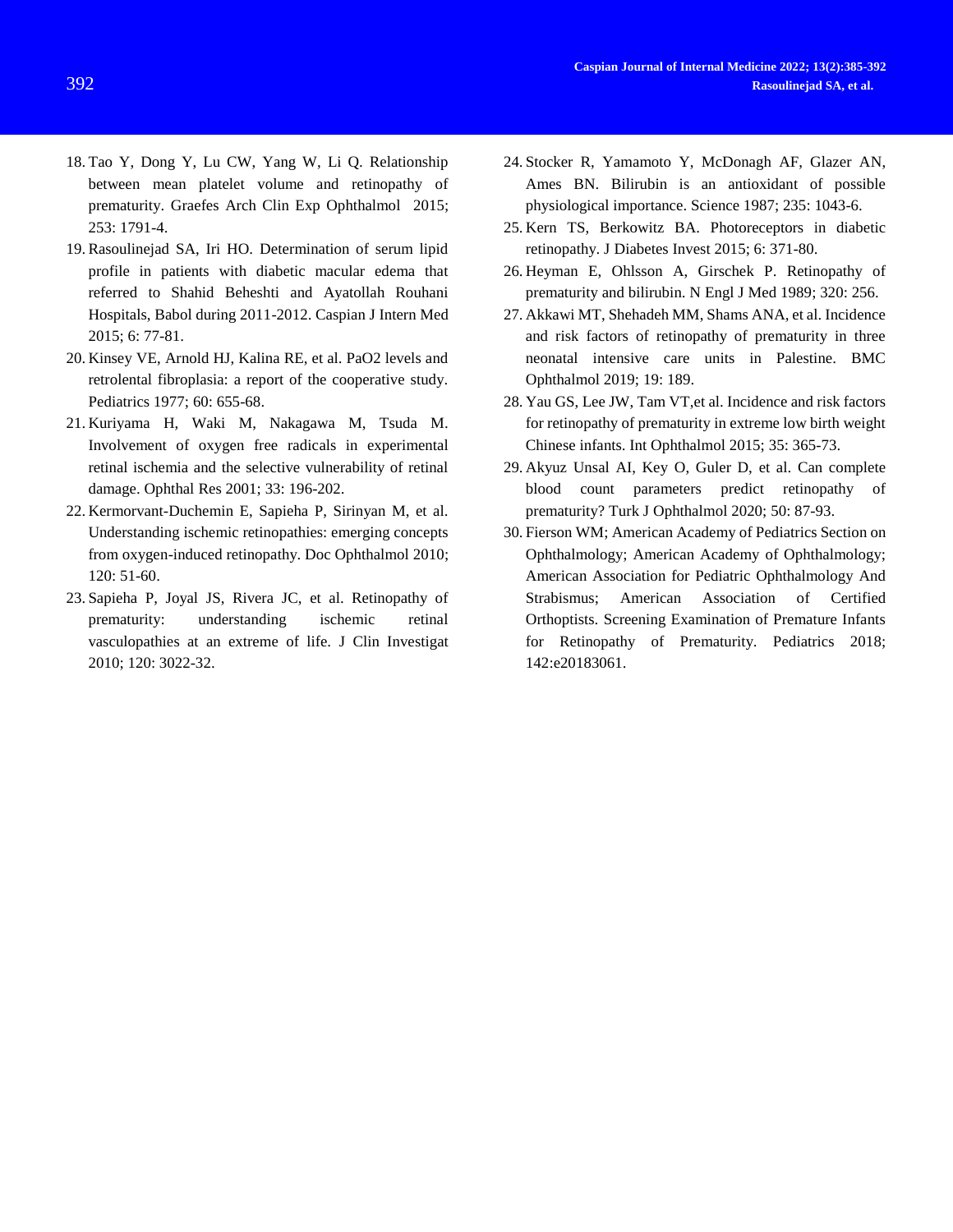18. Tao Y, Dong Y, Lu CW, Yang W, Li Q. Relationship between mean platelet volume and retinopathy of prematurity. Graefes Arch Clin Exp Ophthalmol 2015; 253: 1791-4.
19. Rasoulinejad SA, Iri HO. Determination of serum lipid profile in patients with diabetic macular edema that referred to Shahid Beheshti and Ayatollah Rouhani Hospitals, Babol during 2011-2012. Caspian J Intern Med 2015; 6: 77-81.
20. Kinsey VE, Arnold HJ, Kalina RE, et al. PaO2 levels and retrolental fibroplasia: a report of the cooperative study. Pediatrics 1977; 60: 655-68.
21. Kuriyama H, Waki M, Nakagawa M, Tsuda M. Involvement of oxygen free radicals in experimental retinal ischemia and the selective vulnerability of retinal damage. Ophthal Res 2001; 33: 196-202.
22. Kermorvant-Duchemin E, Sapieha P, Sirinyan M, et al. Understanding ischemic retinopathies: emerging concepts from oxygen-induced retinopathy. Doc Ophthalmol 2010; 120: 51-60.
23. Sapieha P, Joyal JS, Rivera JC, et al. Retinopathy of prematurity: understanding ischemic retinal vasculopathies at an extreme of life. J Clin Investigat 2010; 120: 3022-32.
24. Stocker R, Yamamoto Y, McDonagh AF, Glazer AN, Ames BN. Bilirubin is an antioxidant of possible physiological importance. Science 1987; 235: 1043-6.
25. Kern TS, Berkowitz BA. Photoreceptors in diabetic retinopathy. J Diabetes Invest 2015; 6: 371-80.
26. Heyman E, Ohlsson A, Girschek P. Retinopathy of prematurity and bilirubin. N Engl J Med 1989; 320: 256.
27. Akkawi MT, Shehadeh MM, Shams ANA, et al. Incidence and risk factors of retinopathy of prematurity in three neonatal intensive care units in Palestine. BMC Ophthalmol 2019; 19: 189.
28. Yau GS, Lee JW, Tam VT,et al. Incidence and risk factors for retinopathy of prematurity in extreme low birth weight Chinese infants. Int Ophthalmol 2015; 35: 365-73.
29. Akyuz Unsal AI, Key O, Guler D, et al. Can complete blood count parameters predict retinopathy of prematurity? Turk J Ophthalmol 2020; 50: 87-93.
30. Fierson WM; American Academy of Pediatrics Section on Ophthalmology; American Academy of Ophthalmology; American Association for Pediatric Ophthalmology And Strabismus; American Association of Certified Orthoptists. Screening Examination of Premature Infants for Retinopathy of Prematurity. Pediatrics 2018; 142:e20183061.